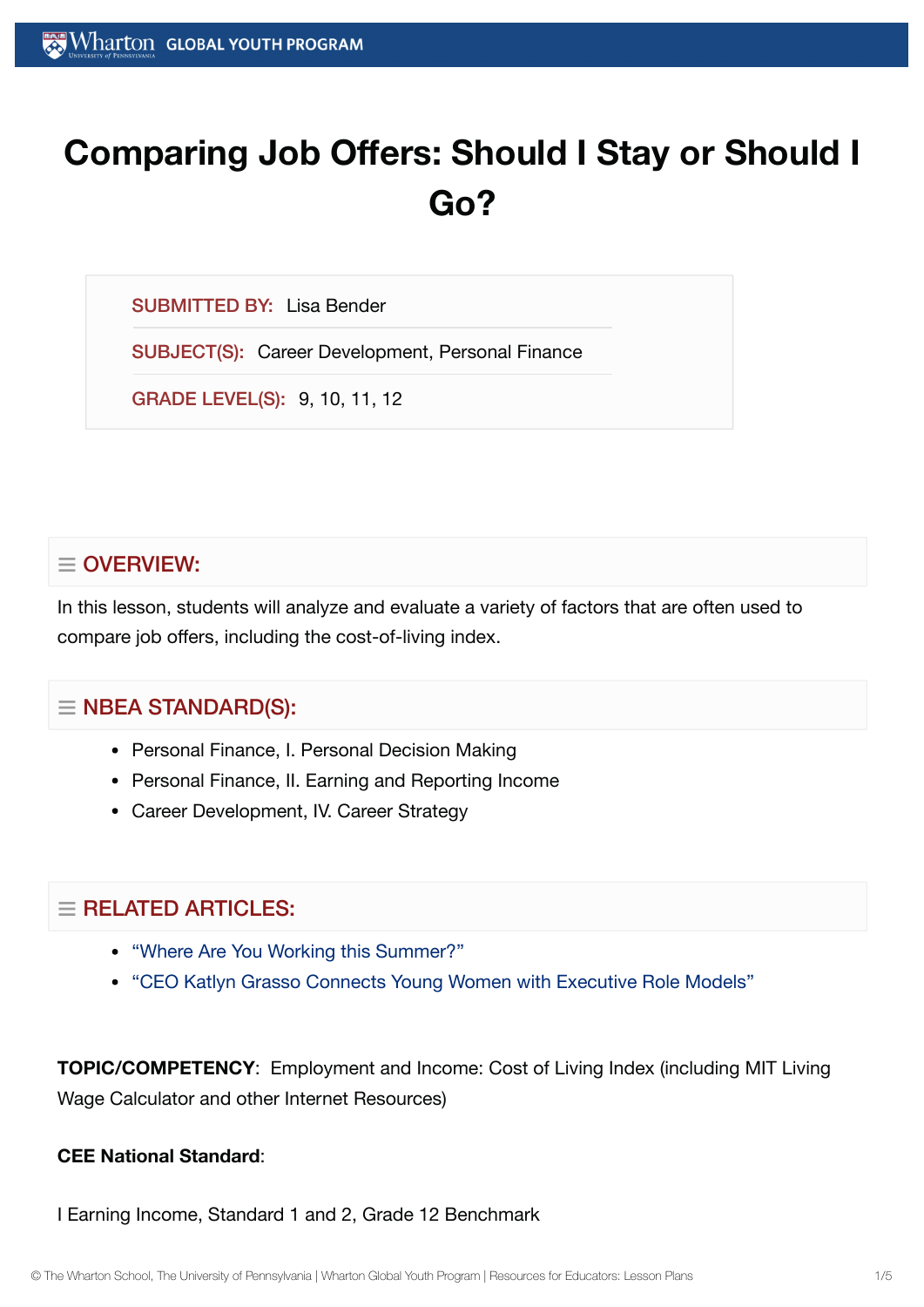# Comparing Job Offers: Should I Stay or Should I Go?

SUBMITTED BY: Lisa Bender

SUBJECT(S): Career Development, Personal Finance

GRADE LEVEL(S): 9, 10, 11, 12

## ≡ OVERVIEW:

In this lesson, students will analyze and evaluate a variety of factors that are often used to compare job offers, including the cost-of-living index.

## ≡ NBEA STANDARD(S):

- Personal Finance, I. Personal Decision Making
- Personal Finance, II. Earning and Reporting Income
- Career Development, IV. Career Strategy

## ≡ RELATED ARTICLES:

- "Where Are You Working this Summer?"
- "CEO Katlyn Grasso Connects Young Women with Executive Role Models"

**TOPIC/COMPETENCY**: Employment and Income: Cost of Living Index (including MIT Living Wage Calculator and other Internet Resources)

**CEE National Standard**:

I Earning Income, Standard 1 and 2, Grade 12 Benchmark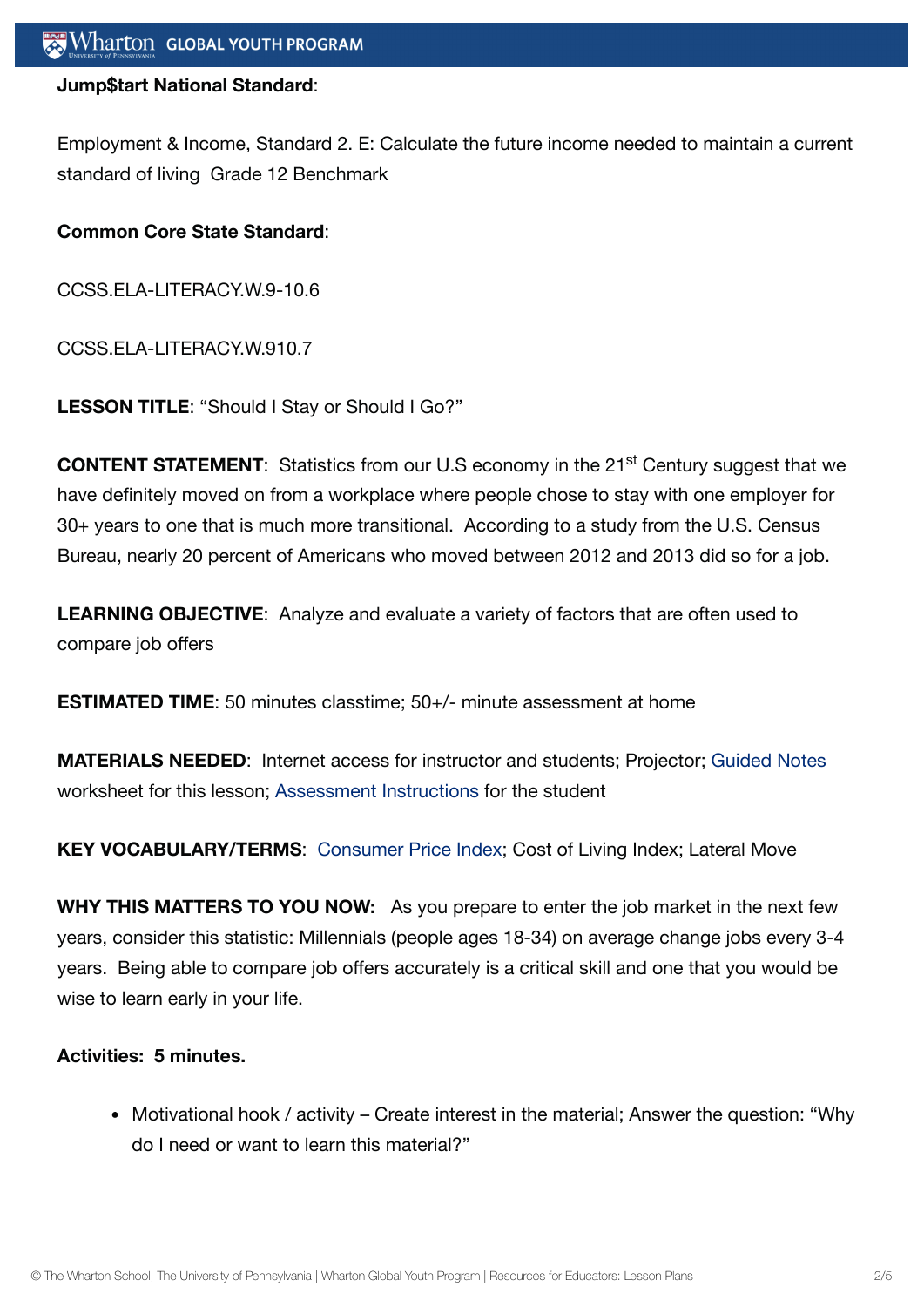**Jump$tart National Standard**:

Employment & Income, Standard 2. E: Calculate the future income needed to maintain a current standard of living  Grade 12 Benchmark

**Common Core State Standard**:

CCSS.ELA-LITERACY.W.9-10.6

CCSS.ELA-LITERACY.W.910.7

**LESSON TITLE**: "Should I Stay or Should I Go?"

**CONTENT STATEMENT**:  Statistics from our U.S economy in the 21st Century suggest that we have definitely moved on from a workplace where people chose to stay with one employer for 30+ years to one that is much more transitional.  According to a study from the U.S. Census Bureau, nearly 20 percent of Americans who moved between 2012 and 2013 did so for a job.

**LEARNING OBJECTIVE**:  Analyze and evaluate a variety of factors that are often used to compare job offers

**ESTIMATED TIME**: 50 minutes classtime; 50+/- minute assessment at home

**MATERIALS NEEDED**:  Internet access for instructor and students; Projector; Guided Notes worksheet for this lesson; Assessment Instructions for the student

**KEY VOCABULARY/TERMS**:  Consumer Price Index; Cost of Living Index; Lateral Move

**WHY THIS MATTERS TO YOU NOW:**   As you prepare to enter the job market in the next few years, consider this statistic: Millennials (people ages 18-34) on average change jobs every 3-4 years.  Being able to compare job offers accurately is a critical skill and one that you would be wise to learn early in your life.

**Activities:  5 minutes.**

- Motivational hook / activity – Create interest in the material; Answer the question: "Why do I need or want to learn this material?"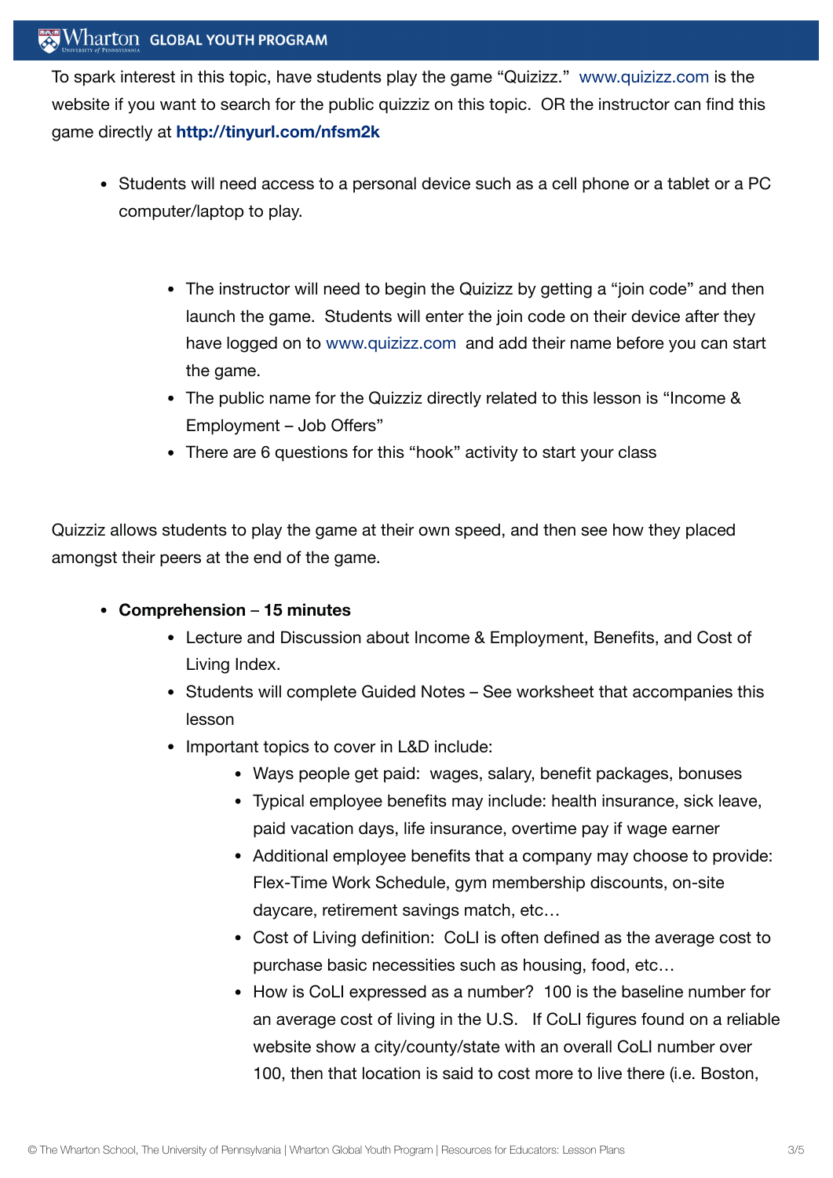To spark interest in this topic, have students play the game "Quizizz." www.quizizz.com is the website if you want to search for the public quizziz on this topic. OR the instructor can find this game directly at **http://tinyurl.com/nfsm2k**

- Students will need access to a personal device such as a cell phone or a tablet or a PC computer/laptop to play.
  - The instructor will need to begin the Quizizz by getting a "join code" and then launch the game. Students will enter the join code on their device after they have logged on to www.quizizz.com and add their name before you can start the game.
  - The public name for the Quizziz directly related to this lesson is "Income & Employment – Job Offers"
  - There are 6 questions for this "hook" activity to start your class

Quizziz allows students to play the game at their own speed, and then see how they placed amongst their peers at the end of the game.

- **Comprehension – 15 minutes**
  - Lecture and Discussion about Income & Employment, Benefits, and Cost of Living Index.
  - Students will complete Guided Notes – See worksheet that accompanies this lesson
  - Important topics to cover in L&D include:
    - Ways people get paid: wages, salary, benefit packages, bonuses
    - Typical employee benefits may include: health insurance, sick leave, paid vacation days, life insurance, overtime pay if wage earner
    - Additional employee benefits that a company may choose to provide: Flex-Time Work Schedule, gym membership discounts, on-site daycare, retirement savings match, etc…
    - Cost of Living definition: CoLI is often defined as the average cost to purchase basic necessities such as housing, food, etc…
    - How is CoLI expressed as a number? 100 is the baseline number for an average cost of living in the U.S. If CoLI figures found on a reliable website show a city/county/state with an overall CoLI number over 100, then that location is said to cost more to live there (i.e. Boston,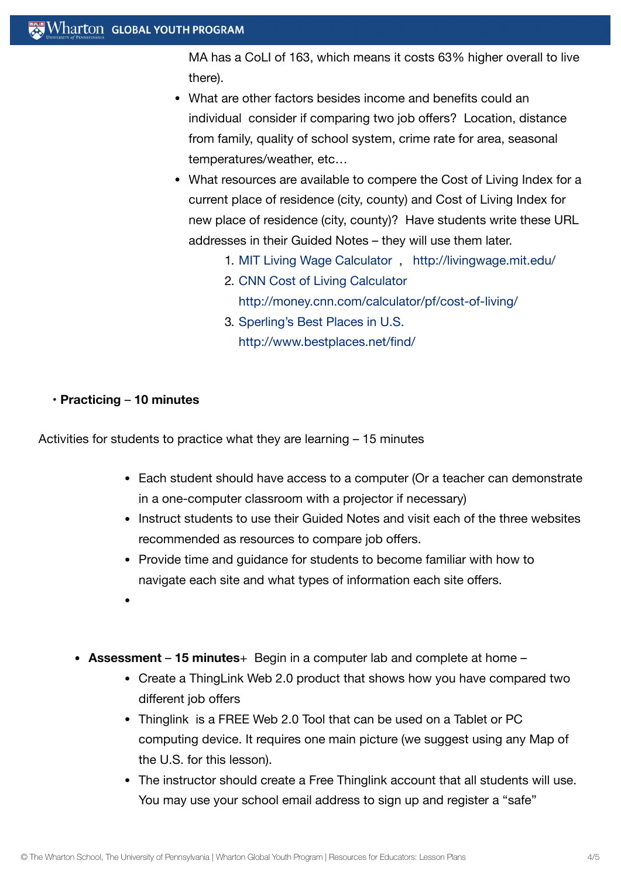MA has a CoLI of 163, which means it costs 63% higher overall to live there).

- What are other factors besides income and benefits could an individual consider if comparing two job offers? Location, distance from family, quality of school system, crime rate for area, seasonal temperatures/weather, etc…
- What resources are available to compere the Cost of Living Index for a current place of residence (city, county) and Cost of Living Index for new place of residence (city, county)? Have students write these URL addresses in their Guided Notes – they will use them later.
    1. MIT Living Wage Calculator , http://livingwage.mit.edu/
    2. CNN Cost of Living Calculator http://money.cnn.com/calculator/pf/cost-of-living/
    3. Sperling's Best Places in U.S. http://www.bestplaces.net/find/

- **Practicing – 10 minutes**

Activities for students to practice what they are learning – 15 minutes

- Each student should have access to a computer (Or a teacher can demonstrate in a one-computer classroom with a projector if necessary)
- Instruct students to use their Guided Notes and visit each of the three websites recommended as resources to compare job offers.
- Provide time and guidance for students to become familiar with how to navigate each site and what types of information each site offers.
-

- **Assessment – 15 minutes**+ Begin in a computer lab and complete at home –
    - Create a ThingLink Web 2.0 product that shows how you have compared two different job offers
    - Thinglink is a FREE Web 2.0 Tool that can be used on a Tablet or PC computing device. It requires one main picture (we suggest using any Map of the U.S. for this lesson).
    - The instructor should create a Free Thinglink account that all students will use. You may use your school email address to sign up and register a "safe"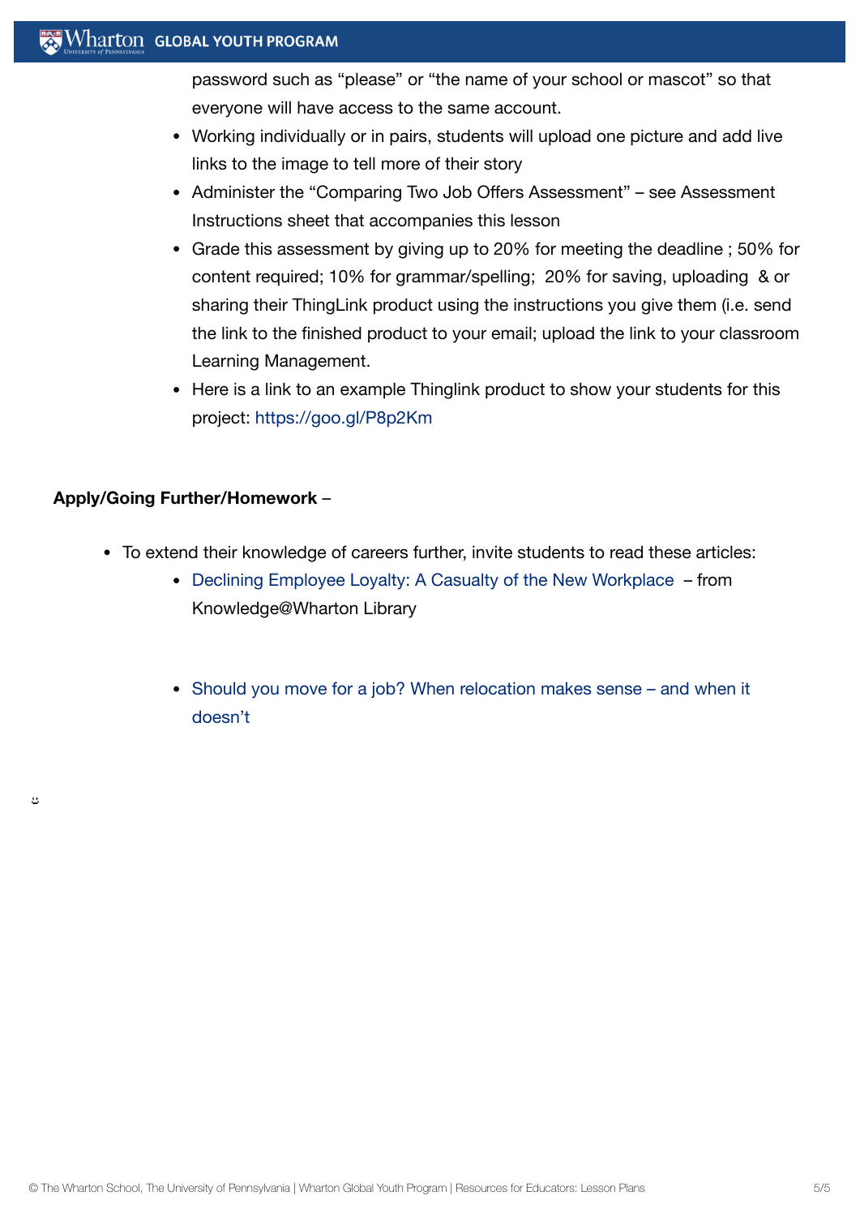password such as "please" or "the name of your school or mascot" so that everyone will have access to the same account.

- Working individually or in pairs, students will upload one picture and add live links to the image to tell more of their story
- Administer the "Comparing Two Job Offers Assessment" – see Assessment Instructions sheet that accompanies this lesson
- Grade this assessment by giving up to 20% for meeting the deadline ; 50% for content required; 10% for grammar/spelling; 20% for saving, uploading & or sharing their ThingLink product using the instructions you give them (i.e. send the link to the finished product to your email; upload the link to your classroom Learning Management.
- Here is a link to an example Thinglink product to show your students for this project: https://goo.gl/P8p2Km

**Apply/Going Further/Homework** –

- To extend their knowledge of careers further, invite students to read these articles:
  - Declining Employee Loyalty: A Casualty of the New Workplace – from Knowledge@Wharton Library
  - Should you move for a job? When relocation makes sense – and when it doesn't